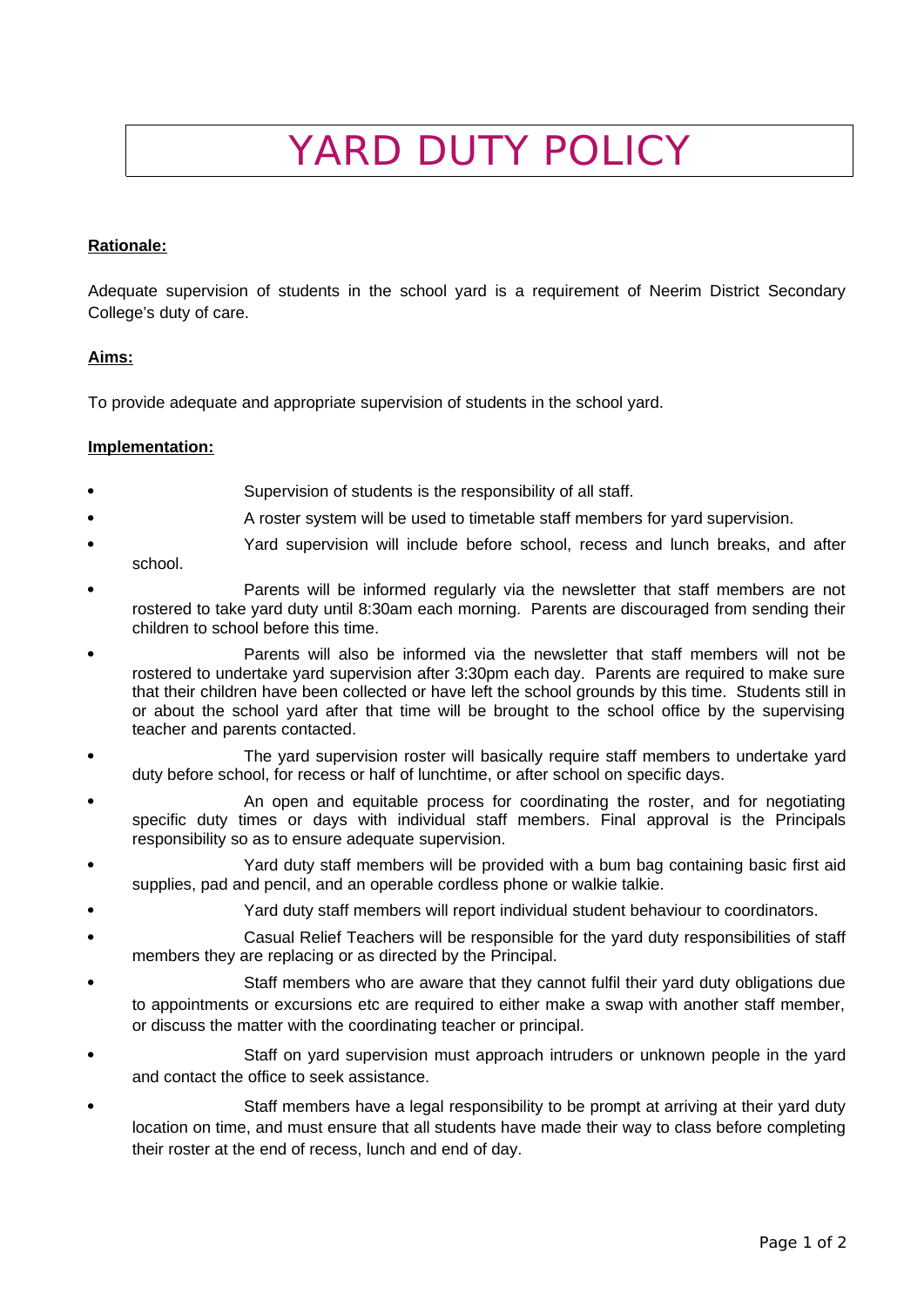# YARD DUTY POLICY

**Rationale:**

Adequate supervision of students in the school yard is a requirement of Neerim District Secondary College's duty of care.

**Aims:**

To provide adequate and appropriate supervision of students in the school yard.

**Implementation:**

- Supervision of students is the responsibility of all staff.
- A roster system will be used to timetable staff members for yard supervision.
- Yard supervision will include before school, recess and lunch breaks, and after school.
- Parents will be informed regularly via the newsletter that staff members are not rostered to take yard duty until 8:30am each morning. Parents are discouraged from sending their children to school before this time.
- Parents will also be informed via the newsletter that staff members will not be rostered to undertake yard supervision after 3:30pm each day. Parents are required to make sure that their children have been collected or have left the school grounds by this time. Students still in or about the school yard after that time will be brought to the school office by the supervising teacher and parents contacted.
- The yard supervision roster will basically require staff members to undertake yard duty before school, for recess or half of lunchtime, or after school on specific days.
- An open and equitable process for coordinating the roster, and for negotiating specific duty times or days with individual staff members. Final approval is the Principals responsibility so as to ensure adequate supervision.
- Yard duty staff members will be provided with a bum bag containing basic first aid supplies, pad and pencil, and an operable cordless phone or walkie talkie.
- Yard duty staff members will report individual student behaviour to coordinators.
- Casual Relief Teachers will be responsible for the yard duty responsibilities of staff members they are replacing or as directed by the Principal.
- Staff members who are aware that they cannot fulfil their yard duty obligations due to appointments or excursions etc are required to either make a swap with another staff member, or discuss the matter with the coordinating teacher or principal.
- Staff on yard supervision must approach intruders or unknown people in the yard and contact the office to seek assistance.
- Staff members have a legal responsibility to be prompt at arriving at their yard duty location on time, and must ensure that all students have made their way to class before completing their roster at the end of recess, lunch and end of day.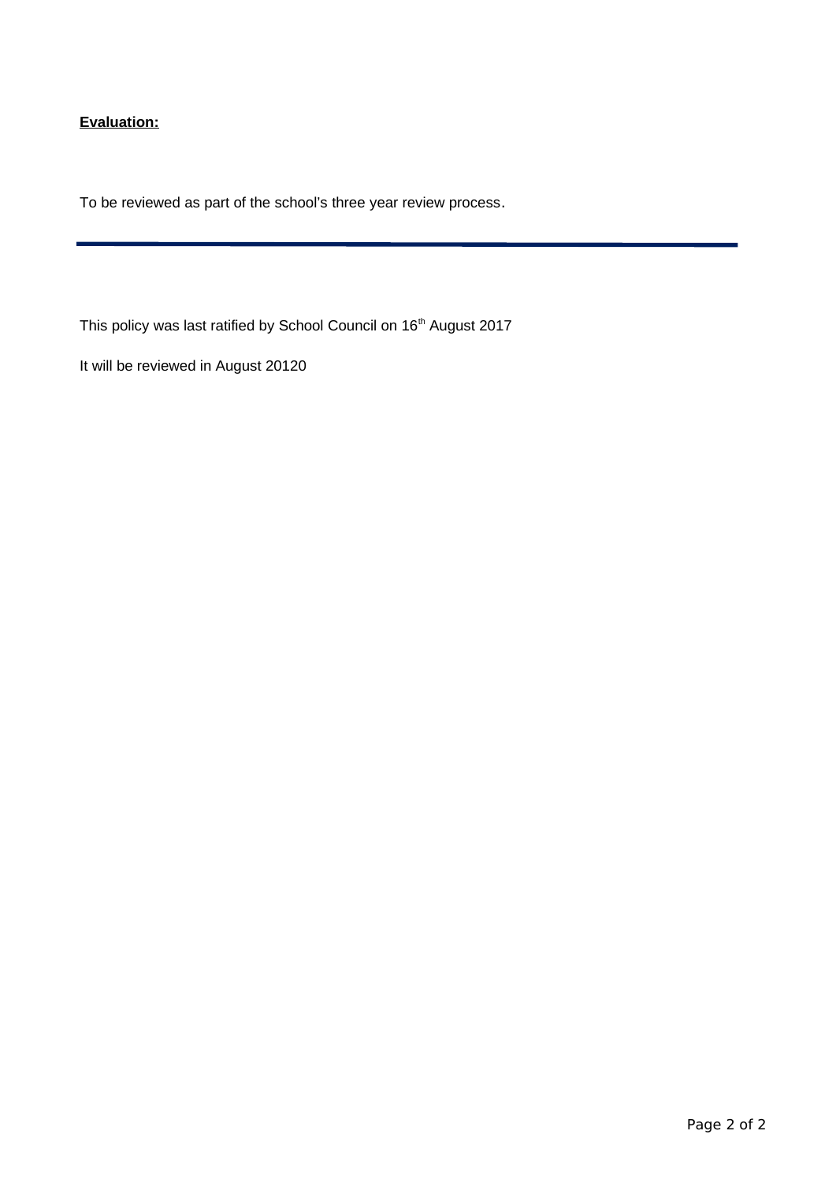**Evaluation:**

To be reviewed as part of the school's three year review process.

---

This policy was last ratified by School Council on 16th August 2017

It will be reviewed in August 20120